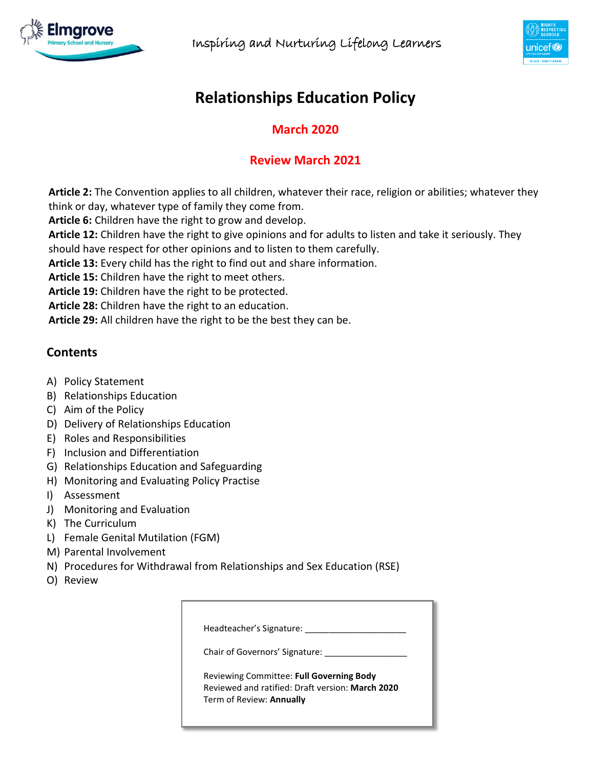Inspiring and Nurturing Lifelong Learners

# Relationships Education Policy

**March 2020**

**Review March 2021**

**Article 2:** The Convention applies to all children, whatever their race, religion or abilities; whatever they think or day, whatever type of family they come from.
**Article 6:** Children have the right to grow and develop.
**Article 12:** Children have the right to give opinions and for adults to listen and take it seriously. They should have respect for other opinions and to listen to them carefully.
**Article 13:** Every child has the right to find out and share information.
**Article 15:** Children have the right to meet others.
**Article 19:** Children have the right to be protected.
**Article 28:** Children have the right to an education.
**Article 29:** All children have the right to be the best they can be.

## Contents

A) Policy Statement
B) Relationships Education
C) Aim of the Policy
D) Delivery of Relationships Education
E) Roles and Responsibilities
F) Inclusion and Differentiation
G) Relationships Education and Safeguarding
H) Monitoring and Evaluating Policy Practise
I) Assessment
J) Monitoring and Evaluation
K) The Curriculum
L) Female Genital Mutilation (FGM)
M) Parental Involvement
N) Procedures for Withdrawal from Relationships and Sex Education (RSE)
O) Review

Headteacher's Signature: ______________________

Chair of Governors' Signature: __________________

Reviewing Committee: **Full Governing Body**
Reviewed and ratified: Draft version: **March 2020**
Term of Review: **Annually**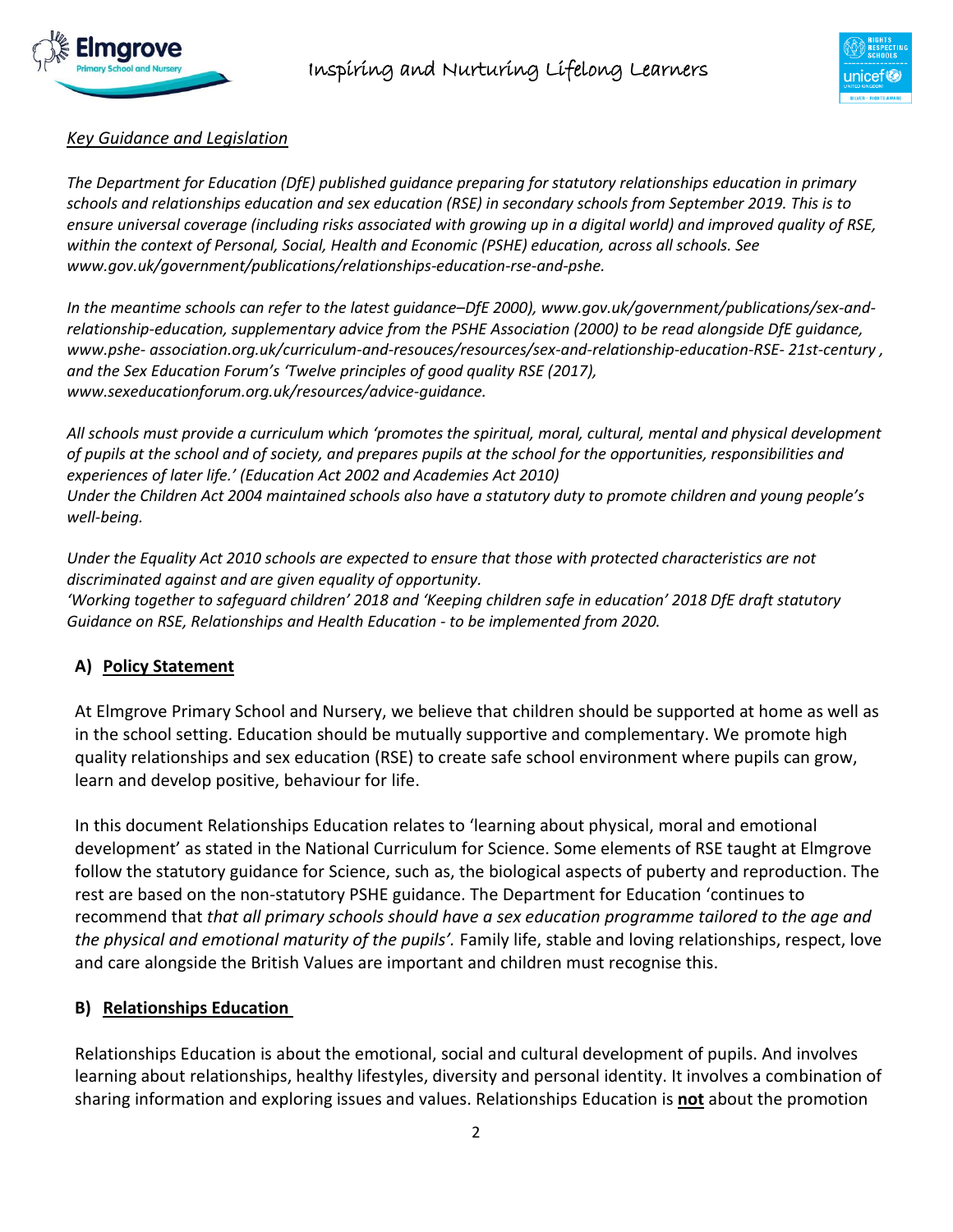*__Key Guidance and Legislation__*

*The Department for Education (DfE) published guidance preparing for statutory relationships education in primary schools and relationships education and sex education (RSE) in secondary schools from September 2019. This is to ensure universal coverage (including risks associated with growing up in a digital world) and improved quality of RSE, within the context of Personal, Social, Health and Economic (PSHE) education, across all schools. See www.gov.uk/government/publications/relationships-education-rse-and-pshe.*

*In the meantime schools can refer to the latest guidance–DfE 2000), www.gov.uk/government/publications/sex-and-relationship-education, supplementary advice from the PSHE Association (2000) to be read alongside DfE guidance, www.pshe- association.org.uk/curriculum-and-resouces/resources/sex-and-relationship-education-RSE- 21st-century , and the Sex Education Forum's 'Twelve principles of good quality RSE (2017), www.sexeducationforum.org.uk/resources/advice-guidance.*

*All schools must provide a curriculum which 'promotes the spiritual, moral, cultural, mental and physical development of pupils at the school and of society, and prepares pupils at the school for the opportunities, responsibilities and experiences of later life.' (Education Act 2002 and Academies Act 2010)*
*Under the Children Act 2004 maintained schools also have a statutory duty to promote children and young people's well-being.*

*Under the Equality Act 2010 schools are expected to ensure that those with protected characteristics are not discriminated against and are given equality of opportunity.*
*'Working together to safeguard children' 2018 and 'Keeping children safe in education' 2018 DfE draft statutory Guidance on RSE, Relationships and Health Education - to be implemented from 2020.*

## A) Policy Statement

At Elmgrove Primary School and Nursery, we believe that children should be supported at home as well as in the school setting. Education should be mutually supportive and complementary. We promote high quality relationships and sex education (RSE) to create safe school environment where pupils can grow, learn and develop positive, behaviour for life.

In this document Relationships Education relates to 'learning about physical, moral and emotional development' as stated in the National Curriculum for Science. Some elements of RSE taught at Elmgrove follow the statutory guidance for Science, such as, the biological aspects of puberty and reproduction. The rest are based on the non-statutory PSHE guidance. The Department for Education 'continues to recommend that *that all primary schools should have a sex education programme tailored to the age and the physical and emotional maturity of the pupils'.* Family life, stable and loving relationships, respect, love and care alongside the British Values are important and children must recognise this.

## B) Relationships Education

Relationships Education is about the emotional, social and cultural development of pupils. And involves learning about relationships, healthy lifestyles, diversity and personal identity. It involves a combination of sharing information and exploring issues and values. Relationships Education is **__not__** about the promotion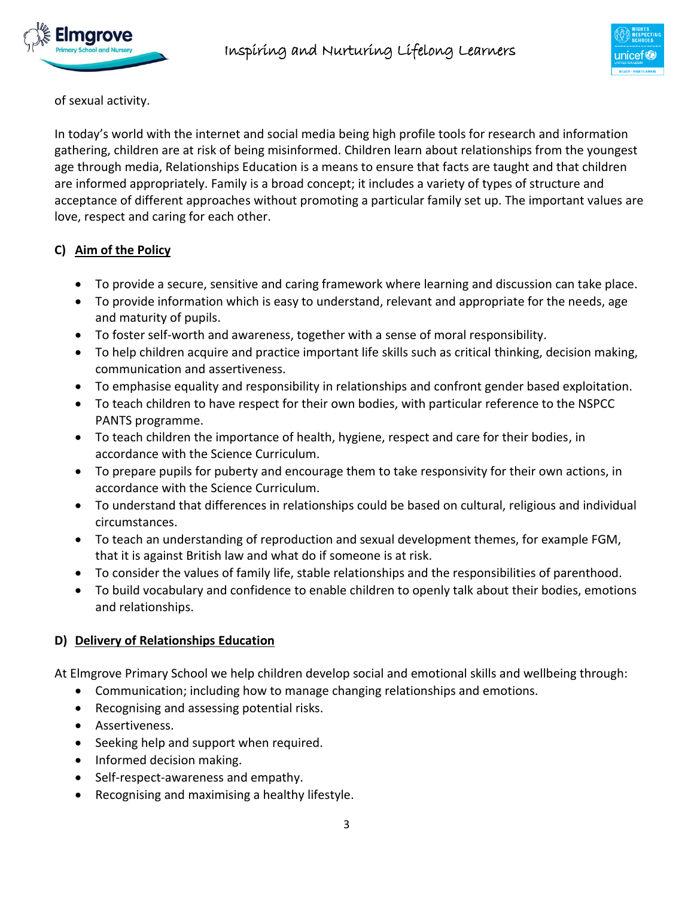of sexual activity.

In today's world with the internet and social media being high profile tools for research and information gathering, children are at risk of being misinformed. Children learn about relationships from the youngest age through media, Relationships Education is a means to ensure that facts are taught and that children are informed appropriately. Family is a broad concept; it includes a variety of types of structure and acceptance of different approaches without promoting a particular family set up. The important values are love, respect and caring for each other.

## C) Aim of the Policy

- To provide a secure, sensitive and caring framework where learning and discussion can take place.
- To provide information which is easy to understand, relevant and appropriate for the needs, age and maturity of pupils.
- To foster self-worth and awareness, together with a sense of moral responsibility.
- To help children acquire and practice important life skills such as critical thinking, decision making, communication and assertiveness.
- To emphasise equality and responsibility in relationships and confront gender based exploitation.
- To teach children to have respect for their own bodies, with particular reference to the NSPCC PANTS programme.
- To teach children the importance of health, hygiene, respect and care for their bodies, in accordance with the Science Curriculum.
- To prepare pupils for puberty and encourage them to take responsivity for their own actions, in accordance with the Science Curriculum.
- To understand that differences in relationships could be based on cultural, religious and individual circumstances.
- To teach an understanding of reproduction and sexual development themes, for example FGM, that it is against British law and what do if someone is at risk.
- To consider the values of family life, stable relationships and the responsibilities of parenthood.
- To build vocabulary and confidence to enable children to openly talk about their bodies, emotions and relationships.

## D) Delivery of Relationships Education

At Elmgrove Primary School we help children develop social and emotional skills and wellbeing through:

- Communication; including how to manage changing relationships and emotions.
- Recognising and assessing potential risks.
- Assertiveness.
- Seeking help and support when required.
- Informed decision making.
- Self-respect-awareness and empathy.
- Recognising and maximising a healthy lifestyle.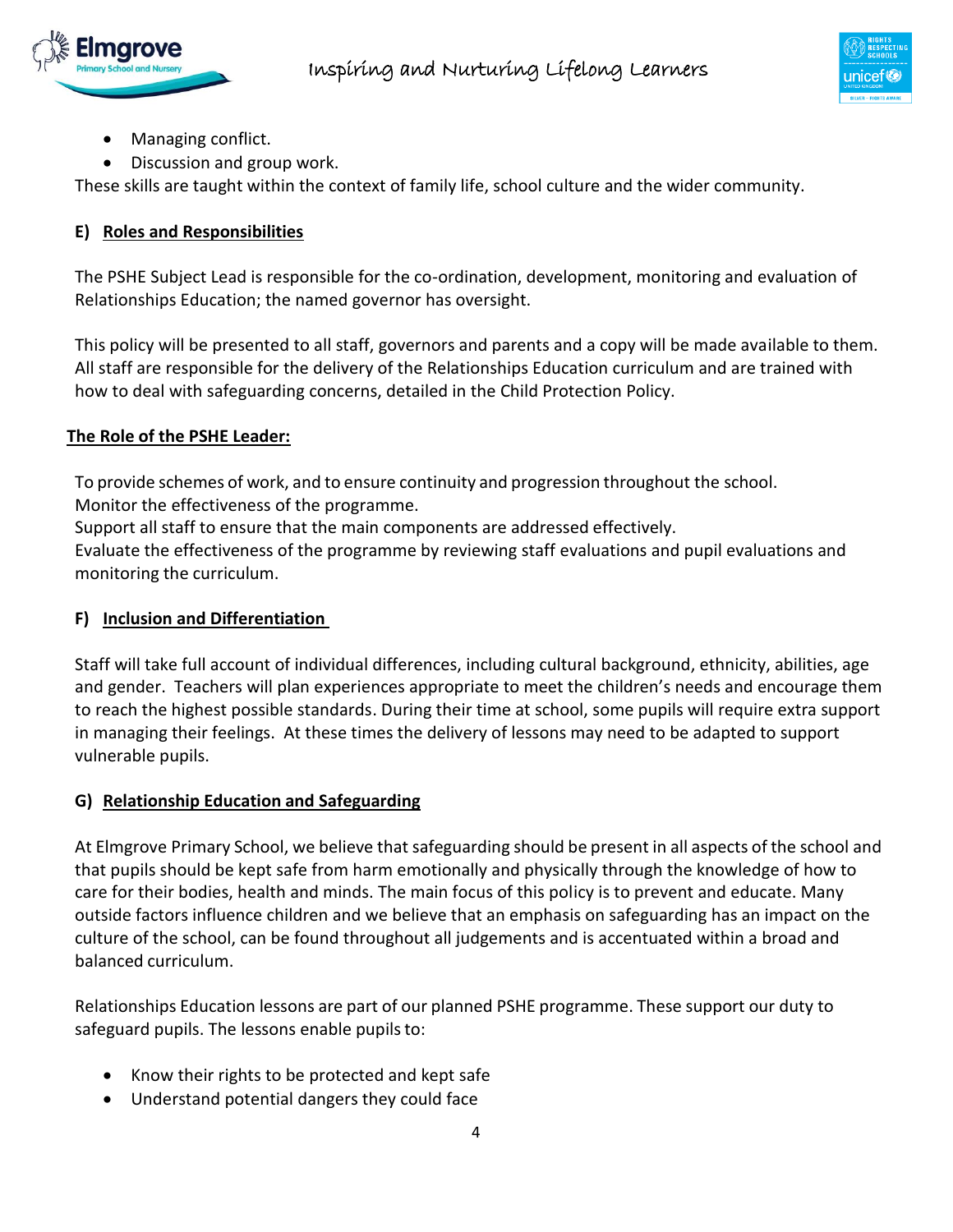- Managing conflict.
- Discussion and group work.

These skills are taught within the context of family life, school culture and the wider community.

## E) Roles and Responsibilities

The PSHE Subject Lead is responsible for the co-ordination, development, monitoring and evaluation of Relationships Education; the named governor has oversight.

This policy will be presented to all staff, governors and parents and a copy will be made available to them. All staff are responsible for the delivery of the Relationships Education curriculum and are trained with how to deal with safeguarding concerns, detailed in the Child Protection Policy.

### The Role of the PSHE Leader:

To provide schemes of work, and to ensure continuity and progression throughout the school.
Monitor the effectiveness of the programme.
Support all staff to ensure that the main components are addressed effectively.
Evaluate the effectiveness of the programme by reviewing staff evaluations and pupil evaluations and monitoring the curriculum.

## F) Inclusion and Differentiation

Staff will take full account of individual differences, including cultural background, ethnicity, abilities, age and gender. Teachers will plan experiences appropriate to meet the children's needs and encourage them to reach the highest possible standards. During their time at school, some pupils will require extra support in managing their feelings. At these times the delivery of lessons may need to be adapted to support vulnerable pupils.

## G) Relationship Education and Safeguarding

At Elmgrove Primary School, we believe that safeguarding should be present in all aspects of the school and that pupils should be kept safe from harm emotionally and physically through the knowledge of how to care for their bodies, health and minds. The main focus of this policy is to prevent and educate. Many outside factors influence children and we believe that an emphasis on safeguarding has an impact on the culture of the school, can be found throughout all judgements and is accentuated within a broad and balanced curriculum.

Relationships Education lessons are part of our planned PSHE programme. These support our duty to safeguard pupils. The lessons enable pupils to:

- Know their rights to be protected and kept safe
- Understand potential dangers they could face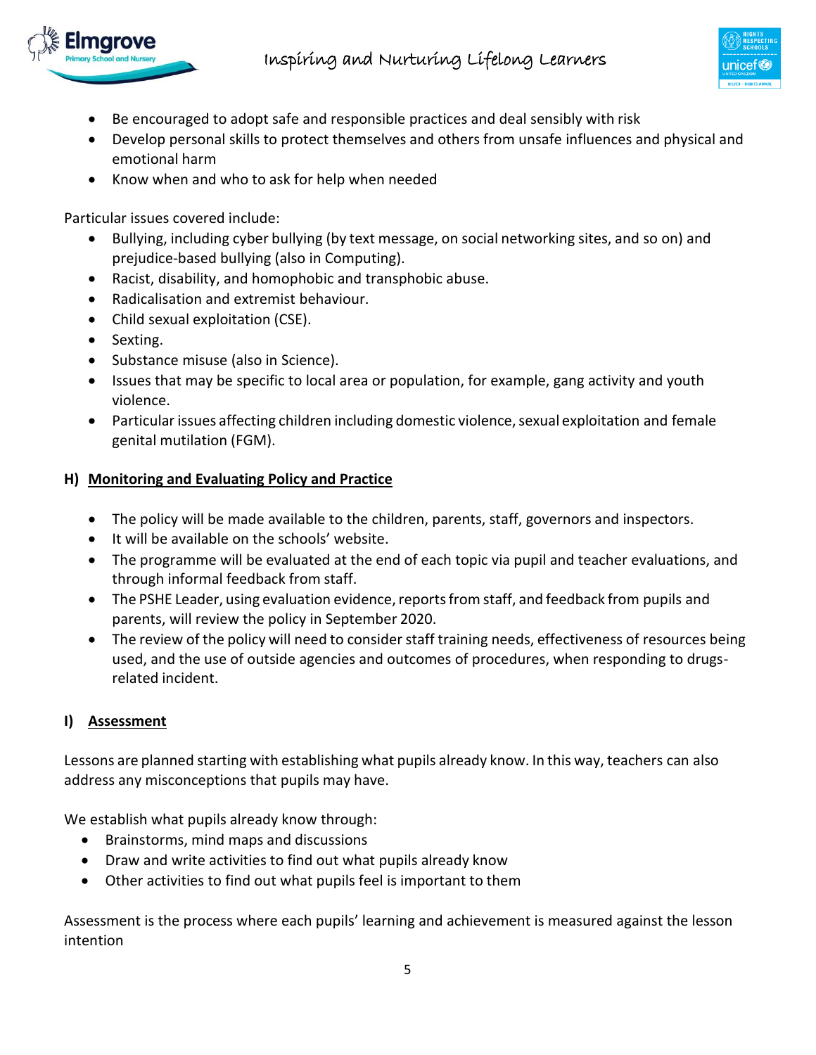- Be encouraged to adopt safe and responsible practices and deal sensibly with risk
- Develop personal skills to protect themselves and others from unsafe influences and physical and emotional harm
- Know when and who to ask for help when needed

Particular issues covered include:

- Bullying, including cyber bullying (by text message, on social networking sites, and so on) and prejudice-based bullying (also in Computing).
- Racist, disability, and homophobic and transphobic abuse.
- Radicalisation and extremist behaviour.
- Child sexual exploitation (CSE).
- Sexting.
- Substance misuse (also in Science).
- Issues that may be specific to local area or population, for example, gang activity and youth violence.
- Particular issues affecting children including domestic violence, sexual exploitation and female genital mutilation (FGM).

### H) Monitoring and Evaluating Policy and Practice

- The policy will be made available to the children, parents, staff, governors and inspectors.
- It will be available on the schools' website.
- The programme will be evaluated at the end of each topic via pupil and teacher evaluations, and through informal feedback from staff.
- The PSHE Leader, using evaluation evidence, reports from staff, and feedback from pupils and parents, will review the policy in September 2020.
- The review of the policy will need to consider staff training needs, effectiveness of resources being used, and the use of outside agencies and outcomes of procedures, when responding to drugs-related incident.

### I) Assessment

Lessons are planned starting with establishing what pupils already know. In this way, teachers can also address any misconceptions that pupils may have.

We establish what pupils already know through:

- Brainstorms, mind maps and discussions
- Draw and write activities to find out what pupils already know
- Other activities to find out what pupils feel is important to them

Assessment is the process where each pupils' learning and achievement is measured against the lesson intention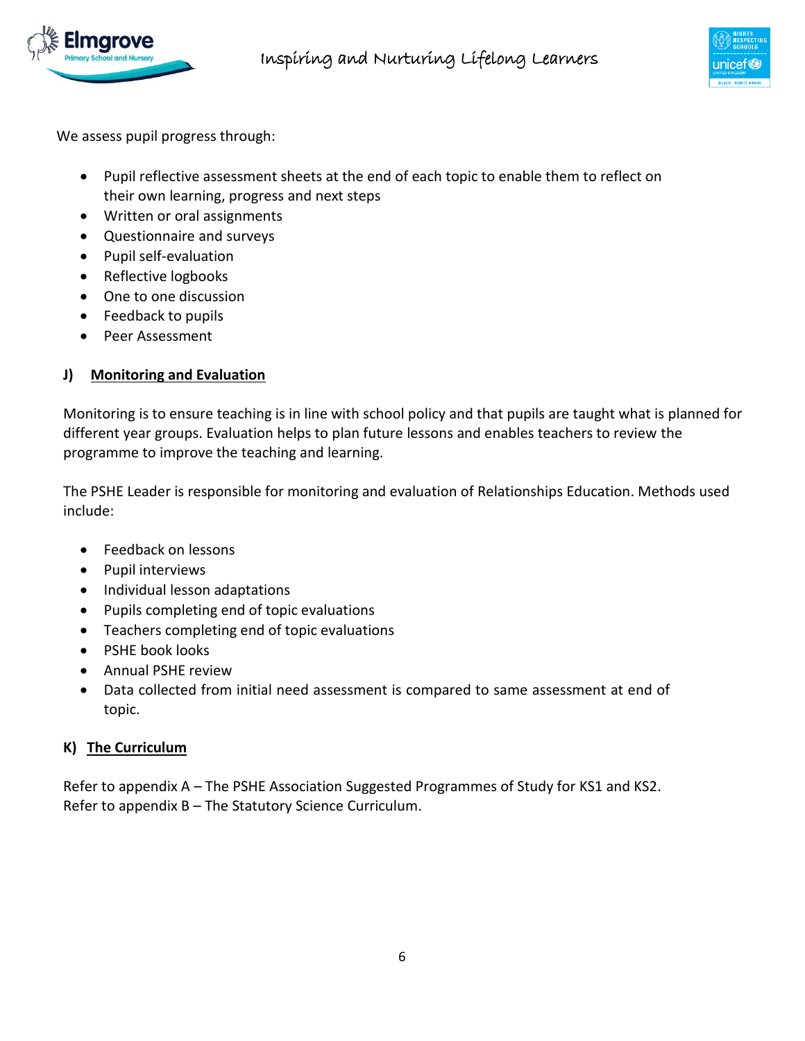We assess pupil progress through:

- Pupil reflective assessment sheets at the end of each topic to enable them to reflect on their own learning, progress and next steps
- Written or oral assignments
- Questionnaire and surveys
- Pupil self-evaluation
- Reflective logbooks
- One to one discussion
- Feedback to pupils
- Peer Assessment

## J) Monitoring and Evaluation

Monitoring is to ensure teaching is in line with school policy and that pupils are taught what is planned for different year groups. Evaluation helps to plan future lessons and enables teachers to review the programme to improve the teaching and learning.

The PSHE Leader is responsible for monitoring and evaluation of Relationships Education. Methods used include:

- Feedback on lessons
- Pupil interviews
- Individual lesson adaptations
- Pupils completing end of topic evaluations
- Teachers completing end of topic evaluations
- PSHE book looks
- Annual PSHE review
- Data collected from initial need assessment is compared to same assessment at end of topic.

## K) The Curriculum

Refer to appendix A – The PSHE Association Suggested Programmes of Study for KS1 and KS2.
Refer to appendix B – The Statutory Science Curriculum.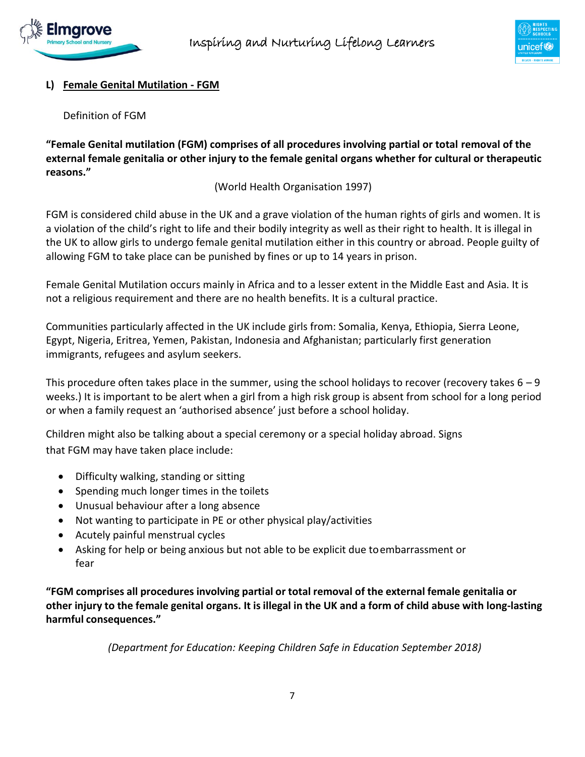## L) Female Genital Mutilation - FGM

Definition of FGM

**"Female Genital mutilation (FGM) comprises of all procedures involving partial or total removal of the external female genitalia or other injury to the female genital organs whether for cultural or therapeutic reasons."**

(World Health Organisation 1997)

FGM is considered child abuse in the UK and a grave violation of the human rights of girls and women. It is a violation of the child's right to life and their bodily integrity as well as their right to health. It is illegal in the UK to allow girls to undergo female genital mutilation either in this country or abroad. People guilty of allowing FGM to take place can be punished by fines or up to 14 years in prison.

Female Genital Mutilation occurs mainly in Africa and to a lesser extent in the Middle East and Asia. It is not a religious requirement and there are no health benefits. It is a cultural practice.

Communities particularly affected in the UK include girls from: Somalia, Kenya, Ethiopia, Sierra Leone, Egypt, Nigeria, Eritrea, Yemen, Pakistan, Indonesia and Afghanistan; particularly first generation immigrants, refugees and asylum seekers.

This procedure often takes place in the summer, using the school holidays to recover (recovery takes 6 – 9 weeks.) It is important to be alert when a girl from a high risk group is absent from school for a long period or when a family request an 'authorised absence' just before a school holiday.

Children might also be talking about a special ceremony or a special holiday abroad. Signs that FGM may have taken place include:

- Difficulty walking, standing or sitting
- Spending much longer times in the toilets
- Unusual behaviour after a long absence
- Not wanting to participate in PE or other physical play/activities
- Acutely painful menstrual cycles
- Asking for help or being anxious but not able to be explicit due to embarrassment or fear

**"FGM comprises all procedures involving partial or total removal of the external female genitalia or other injury to the female genital organs. It is illegal in the UK and a form of child abuse with long-lasting harmful consequences."**

*(Department for Education: Keeping Children Safe in Education September 2018)*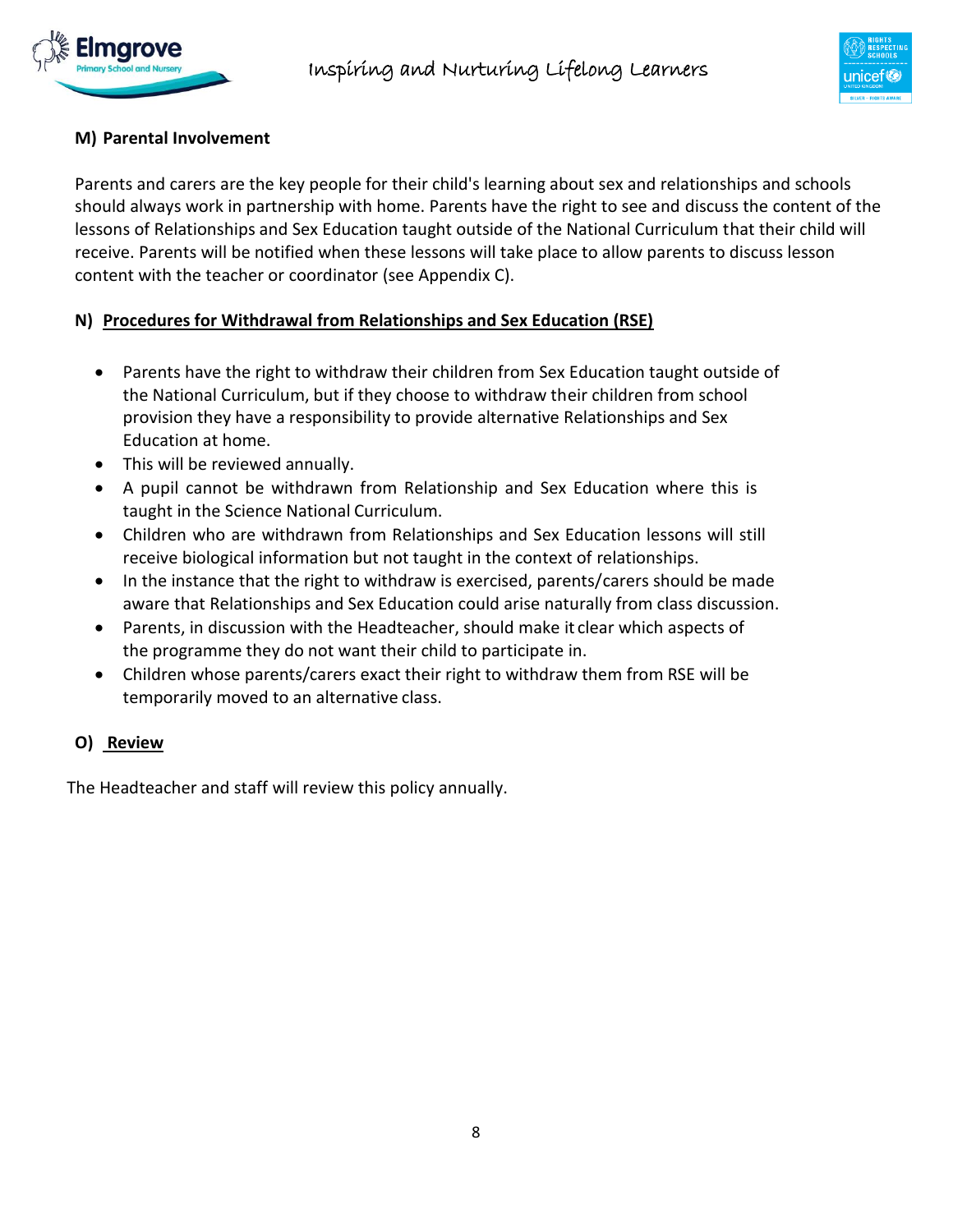## M) Parental Involvement

Parents and carers are the key people for their child's learning about sex and relationships and schools should always work in partnership with home. Parents have the right to see and discuss the content of the lessons of Relationships and Sex Education taught outside of the National Curriculum that their child will receive. Parents will be notified when these lessons will take place to allow parents to discuss lesson content with the teacher or coordinator (see Appendix C).

## N) Procedures for Withdrawal from Relationships and Sex Education (RSE)

- Parents have the right to withdraw their children from Sex Education taught outside of the National Curriculum, but if they choose to withdraw their children from school provision they have a responsibility to provide alternative Relationships and Sex Education at home.
- This will be reviewed annually.
- A pupil cannot be withdrawn from Relationship and Sex Education where this is taught in the Science National Curriculum.
- Children who are withdrawn from Relationships and Sex Education lessons will still receive biological information but not taught in the context of relationships.
- In the instance that the right to withdraw is exercised, parents/carers should be made aware that Relationships and Sex Education could arise naturally from class discussion.
- Parents, in discussion with the Headteacher, should make it clear which aspects of the programme they do not want their child to participate in.
- Children whose parents/carers exact their right to withdraw them from RSE will be temporarily moved to an alternative class.

## O) Review

The Headteacher and staff will review this policy annually.